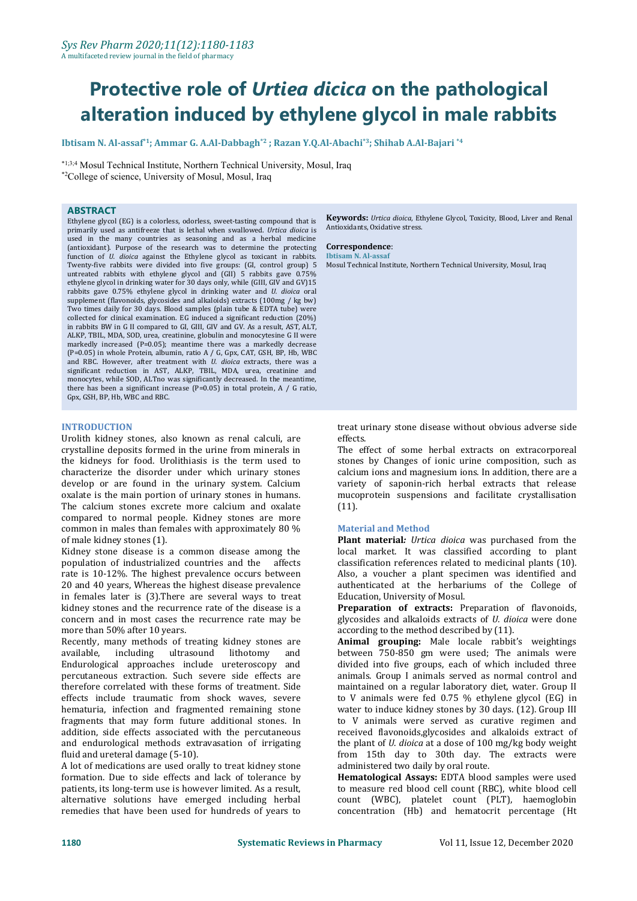# Protective role of *Urtiea dicica* on the pathological alteration induced by ethylene glycol in male rabbits

**Ibtisam N. Al-assaf*[1]; Ammar G. A.Al-Dabbagh*[2] ; Razan Y.Q.Al-Abachi*[3]; Shihab A.Al-Bajari *[4]**

*[1;3;4] Mosul Technical Institute, Northern Technical University, Mosul, Iraq

*[2]College of science, University of Mosul, Mosul, Iraq

## ABSTRACT

Ethylene glycol (EG) is a colorless, odorless, sweet-tasting compound that is primarily used as antifreeze that is lethal when swallowed. *Urtica dioica* is used in the many countries as seasoning and as a herbal medicine (antioxidant). Purpose of the research was to determine the protecting function of *U. dioica* against the Ethylene glycol as toxicant in rabbits. Twenty-five rabbits were divided into five groups: (GI, control group) 5 untreated rabbits with ethylene glycol and (GII) 5 rabbits gave 0.75% ethylene glycol in drinking water for 30 days only, while (GIII, GIV and GV)15 rabbits gave 0.75% ethylene glycol in drinking water and *U. dioica* oral supplement (flavonoids, glycosides and alkaloids) extracts (100mg / kg bw) Two times daily for 30 days. Blood samples (plain tube & EDTA tube) were collected for clinical examination. EG induced a significant reduction (20%) in rabbits BW in G II compared to GI, GIII, GIV and GV. As a result, AST, ALT, ALKP, TBIL, MDA, SOD, urea, creatinine, globulin and monocytesine G II were markedly increased (P=0.05); meantime there was a markedly decrease (P=0.05) in whole Protein, albumin, ratio A / G, Gpx, CAT, GSH, BP, Hb, WBC and RBC. However, after treatment with *U. dioica* extracts, there was a significant reduction in AST, ALKP, TBIL, MDA, urea, creatinine and monocytes, while SOD, ALTno was significantly decreased. In the meantime, there has been a significant increase (P=0.05) in total protein, A / G ratio, Gpx, GSH, BP, Hb, WBC and RBC.

**Keywords:** *Urtica dioica*, Ethylene Glycol, Toxicity, Blood, Liver and Renal Antioxidants, Oxidative stress.

**Correspondence**:
**Ibtisam N. Al-assaf**
Mosul Technical Institute, Northern Technical University, Mosul, Iraq

## INTRODUCTION

Urolith kidney stones, also known as renal calculi, are crystalline deposits formed in the urine from minerals in the kidneys for food. Urolithiasis is the term used to characterize the disorder under which urinary stones develop or are found in the urinary system. Calcium oxalate is the main portion of urinary stones in humans. The calcium stones excrete more calcium and oxalate compared to normal people. Kidney stones are more common in males than females with approximately 80 % of male kidney stones (1).

Kidney stone disease is a common disease among the population of industrialized countries and the affects rate is 10-12%. The highest prevalence occurs between 20 and 40 years, Whereas the highest disease prevalence in females later is (3).There are several ways to treat kidney stones and the recurrence rate of the disease is a concern and in most cases the recurrence rate may be more than 50% after 10 years.

Recently, many methods of treating kidney stones are available, including ultrasound lithotomy and Endurological approaches include ureteroscopy and percutaneous extraction. Such severe side effects are therefore correlated with these forms of treatment. Side effects include traumatic from shock waves, severe hematuria, infection and fragmented remaining stone fragments that may form future additional stones. In addition, side effects associated with the percutaneous and endurological methods extravasation of irrigating fluid and ureteral damage (5-10).

A lot of medications are used orally to treat kidney stone formation. Due to side effects and lack of tolerance by patients, its long-term use is however limited. As a result, alternative solutions have emerged including herbal remedies that have been used for hundreds of years to treat urinary stone disease without obvious adverse side effects.

The effect of some herbal extracts on extracorporeal stones by Changes of ionic urine composition, such as calcium ions and magnesium ions. In addition, there are a variety of saponin-rich herbal extracts that release mucoprotein suspensions and facilitate crystallisation (11).

## Material and Method

**Plant material***:* *Urtica dioica* was purchased from the local market. It was classified according to plant classification references related to medicinal plants (10). Also, a voucher a plant specimen was identified and authenticated at the herbariums of the College of Education, University of Mosul.

**Preparation of extracts:** Preparation of flavonoids, glycosides and alkaloids extracts of *U. dioica* were done according to the method described by (11).

**Animal grouping:** Male locale rabbit's weightings between 750-850 gm were used; The animals were divided into five groups, each of which included three animals. Group I animals served as normal control and maintained on a regular laboratory diet, water. Group II to V animals were fed 0.75 % ethylene glycol (EG) in water to induce kidney stones by 30 days. (12). Group III to V animals were served as curative regimen and received flavonoids,glycosides and alkaloids extract of the plant of *U. dioica* at a dose of 100 mg/kg body weight from 15th day to 30th day. The extracts were administered two daily by oral route.

**Hematological Assays:** EDTA blood samples were used to measure red blood cell count (RBC), white blood cell count (WBC), platelet count (PLT), haemoglobin concentration (Hb) and hematocrit percentage (Ht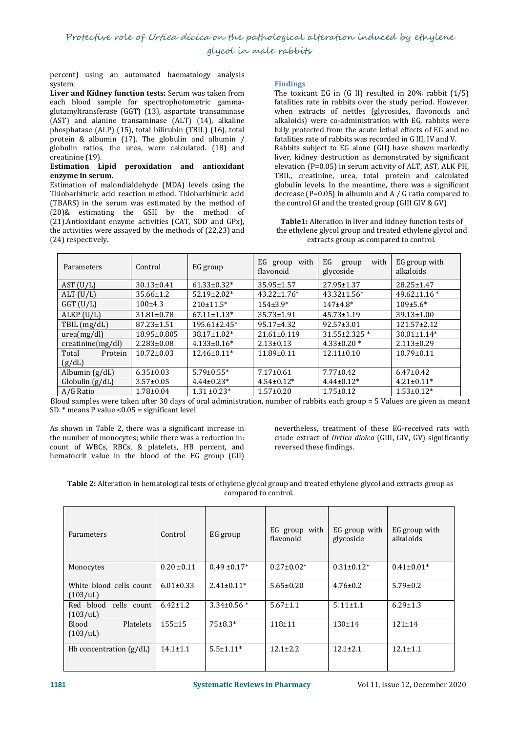percent) using an automated haematology analysis system.

**Liver and Kidney function tests:** Serum was taken from each blood sample for spectrophotometric gamma-glutamyltransferase (GGT) (13), aspartate transaminase (AST) and alanine transaminase (ALT) (14), alkaline phosphatase (ALP) (15), total bilirubin (TBIL) (16), total protein & albumin (17). The globulin and albumin / globulin ratios, the urea, were calculated. (18) and creatinine (19).

**Estimation Lipid peroxidation and antioxidant enzyme in serum.**

Estimation of malondialdehyde (MDA) levels using the Thiobarbituric acid reaction method. Thiobarbituric acid (TBARS) in the serum was estimated by the method of (20)& estimating the GSH by the method of (21).Antioxidant enzyme activities (CAT, SOD and GPx), the activities were assayed by the methods of (22,23) and (24) respectively.

## Findings

The toxicant EG in (G II) resulted in 20% rabbit (1/5) fatalities rate in rabbits over the study period. However, when extracts of nettles (glycosides, flavonoids and alkaloids) were co-administration with EG, rabbits were fully protected from the acute lethal effects of EG and no fatalities rate of rabbits was recorded in G III, IV and V.

Rabbits subject to EG alone (GII) have shown markedly liver, kidney destruction as demonstrated by significant elevation (P=0.05) in serum activity of ALT, AST, ALK PH, TBIL, creatinine, urea, total protein and calculated globulin levels. In the meantime, there was a significant decrease (P=0.05) in albumin and A / G ratio compared to the control GI and the treated group (GIII GIV & GV)

**Table1:** Alteration in liver and kidney function tests of the ethylene glycol group and treated ethylene glycol and extracts group as compared to control.

| Parameters | Control | EG group | EG group with flavonoid | EG group with glycoside | EG group with alkaloids |
|---|---|---|---|---|---|
| AST (U/L) | 30.13±0.41 | 61.33±0.32* | 35.95±1.57 | 27.95±1.37 | 28.25±1.47 |
| ALT (U/L) | 35.66±1.2 | 52.19±2.02* | 43.22±1.76* | 43.32±1.56* | 49.62±1.16 * |
| GGT (U/L) | 100±4.3 | 210±11.5* | 154±3.9* | 147±4.8* | 109±5.6* |
| ALKP (U/L) | 31.81±0.78 | 67.11±1.13* | 35.73±1.91 | 45.73±1.19 | 39.13±1.00 |
| TBIL (mg/dL) | 87.23±1.51 | 195.61±2.45* | 95.17±4.32 | 92.57±3.01 | 121.57±2.12 |
| urea(mg/dl) | 18.95±0.805 | 38.17±1.02* | 21.61±0.119 | 31.55±2.325 * | 30.01±1.14* |
| creatinine(mg/dl) | 2.283±0.08 | 4.133±0.16* | 2.13±0.13 | 4.33±0.20 * | 2.113±0.29 |
| Total Protein (g/dL) | 10.72±0.03 | 12.46±0.11* | 11.89±0.11 | 12.11±0.10 | 10.79±0.11 |
| Albumin (g/dL) | 6.35±0.03 | 5.79±0.55* | 7.17±0.61 | 7.77±0.42 | 6.47±0.42 |
| Globulin (g/dL) | 3.57±0.05 | 4.44±0.23* | 4.54±0.12* | 4.44±0.12* | 4.21±0.11* |
| A/G Ratio | 1.78±0.04 | 1.31 ±0.23* | 1.57±0.20 | 1.75±0.12 | 1.53±0.12* |

Blood samples were taken after 30 days of oral administration, number of rabbits each group = 5 Values are given as mean± SD. * means P value <0.05 = significant level

As shown in Table 2, there was a significant increase in the number of monocytes; while there was a reduction in: count of WBCs, RBCs, & platelets, HB percent, and hematocrit value in the blood of the EG group (GII) nevertheless, treatment of these EG-received rats with crude extract of *Urtica dioica* (GIII, GIV, GV) significantly reversed these findings.

**Table 2:** Alteration in hematological tests of ethylene glycol group and treated ethylene glycol and extracts group as compared to control.

| Parameters | Control | EG group | EG group with flavonoid | EG group with glycoside | EG group with alkaloids |
|---|---|---|---|---|---|
| Monocytes | 0.20 ±0.11 | 0.49 ±0.17* | 0.27±0.02* | 0.31±0.12* | 0.41±0.01* |
| White blood cells count (103/uL) | 6.01±0.33 | 2.41±0.11* | 5.65±0.20 | 4.76±0.2 | 5.79±0.2 |
| Red blood cells count (103/uL) | 6.42±1.2 | 3.34±0.56 * | 5.67±1.1 | 5. 11±1.1 | 6.29±1.3 |
| Blood Platelets (103/uL) | 155±15 | 75±8.3* | 118±11 | 130±14 | 121±14 |
| Hb concentration (g/dL) | 14.1±1.1 | 5.5±1.11* | 12.1±2.2 | 12.1±2.1 | 12.1±1.1 |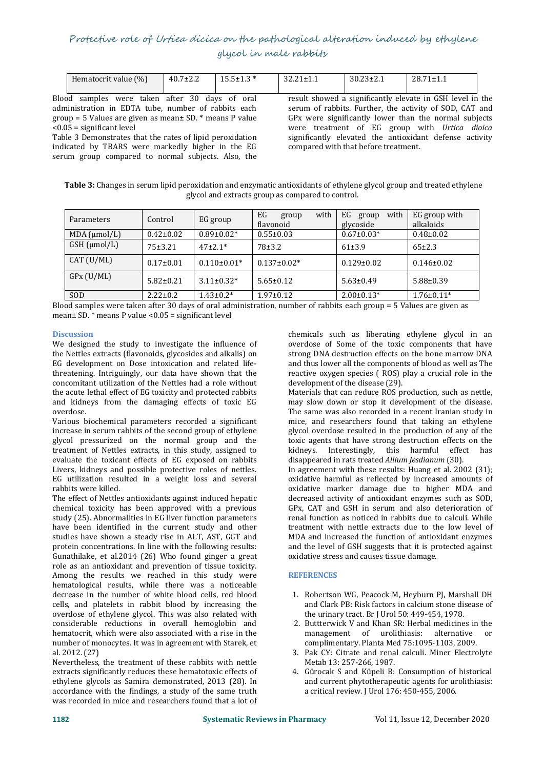| Hematocrit value (%) | 40.7±2.2 | 15.5±1.3 * | 32.21±1.1 | 30.23±2.1 | 28.71±1.1 |
|---|---|---|---|---|---|

Blood samples were taken after 30 days of oral administration in EDTA tube, number of rabbits each group = 5 Values are given as mean± SD. * means P value <0.05 = significant level

Table 3 Demonstrates that the rates of lipid peroxidation indicated by TBARS were markedly higher in the EG serum group compared to normal subjects. Also, the result showed a significantly elevate in GSH level in the serum of rabbits. Further, the activity of SOD, CAT and GPx were significantly lower than the normal subjects were treatment of EG group with *Urtica dioica* significantly elevated the antioxidant defense activity compared with that before treatment.

**Table 3:** Changes in serum lipid peroxidation and enzymatic antioxidants of ethylene glycol group and treated ethylene glycol and extracts group as compared to control.

| Parameters | Control | EG group | EG group with flavonoid | EG group with glycoside | EG group with alkaloids |
|---|---|---|---|---|---|
| MDA (μmol/L) | 0.42±0.02 | 0.89±0.02* | 0.55±0.03 | 0.67±0.03* | 0.48±0.02 |
| GSH (μmol/L) | 75±3.21 | 47±2.1* | 78±3.2 | 61±3.9 | 65±2.3 |
| CAT (U/ML) | 0.17±0.01 | 0.110±0.01* | 0.137±0.02* | 0.129±0.02 | 0.146±0.02 |
| GPx (U/ML) | 5.82±0.21 | 3.11±0.32* | 5.65±0.12 | 5.63±0.49 | 5.88±0.39 |
| SOD | 2.22±0.2 | 1.43±0.2* | 1.97±0.12 | 2.00±0.13* | 1.76±0.11* |

Blood samples were taken after 30 days of oral administration, number of rabbits each group = 5 Values are given as mean± SD. * means P value <0.05 = significant level

## Discussion

We designed the study to investigate the influence of the Nettles extracts (flavonoids, glycosides and alkalis) on EG development on Dose intoxication and related life-threatening. Intriguingly, our data have shown that the concomitant utilization of the Nettles had a role without the acute lethal effect of EG toxicity and protected rabbits and kidneys from the damaging effects of toxic EG overdose.

Various biochemical parameters recorded a significant increase in serum rabbits of the second group of ethylene glycol pressurized on the normal group and the treatment of Nettles extracts, in this study, assigned to evaluate the toxicant effects of EG exposed on rabbits Livers, kidneys and possible protective roles of nettles. EG utilization resulted in a weight loss and several rabbits were killed.

The effect of Nettles antioxidants against induced hepatic chemical toxicity has been approved with a previous study (25). Abnormalities in EG liver function parameters have been identified in the current study and other studies have shown a steady rise in ALT, AST, GGT and protein concentrations. In line with the following results: Gunathilake, et al.2014 (26) Who found ginger a great role as an antioxidant and prevention of tissue toxicity. Among the results we reached in this study were hematological results, while there was a noticeable decrease in the number of white blood cells, red blood cells, and platelets in rabbit blood by increasing the overdose of ethylene glycol. This was also related with considerable reductions in overall hemoglobin and hematocrit, which were also associated with a rise in the number of monocytes. It was in agreement with Starek, et al. 2012. (27)

Nevertheless, the treatment of these rabbits with nettle extracts significantly reduces these hematotoxic effects of ethylene glycols as Samira demonstrated, 2013 (28). In accordance with the findings, a study of the same truth was recorded in mice and researchers found that a lot of chemicals such as liberating ethylene glycol in an overdose of Some of the toxic components that have strong DNA destruction effects on the bone marrow DNA and thus lower all the components of blood as well as The reactive oxygen species ( ROS) play a crucial role in the development of the disease (29).

Materials that can reduce ROS production, such as nettle, may slow down or stop it development of the disease. The same was also recorded in a recent Iranian study in mice, and researchers found that taking an ethylene glycol overdose resulted in the production of any of the toxic agents that have strong destruction effects on the kidneys. Interestingly, this harmful effect has disappeared in rats treated *Allium Jesdianum* (30).

In agreement with these results: Huang et al. 2002 (31); oxidative harmful as reflected by increased amounts of oxidative marker damage due to higher MDA and decreased activity of antioxidant enzymes such as SOD, GPx, CAT and GSH in serum and also deterioration of renal function as noticed in rabbits due to calculi. While treatment with nettle extracts due to the low level of MDA and increased the function of antioxidant enzymes and the level of GSH suggests that it is protected against oxidative stress and causes tissue damage.

## REFERENCES

1. Robertson WG, Peacock M, Heyburn PJ, Marshall DH and Clark PB: Risk factors in calcium stone disease of the urinary tract. Br J Urol 50: 449-454, 1978.
2. Buttterwick V and Khan SR: Herbal medicines in the management of urolithiasis: alternative or complimentary. Planta Med 75:1095-1103, 2009.
3. Pak CY: Citrate and renal calculi. Miner Electrolyte Metab 13: 257-266, 1987.
4. Gürocak S and Küpeli B: Consumption of historical and current phytotherapeutic agents for urolithiasis: a critical review. J Urol 176: 450-455, 2006.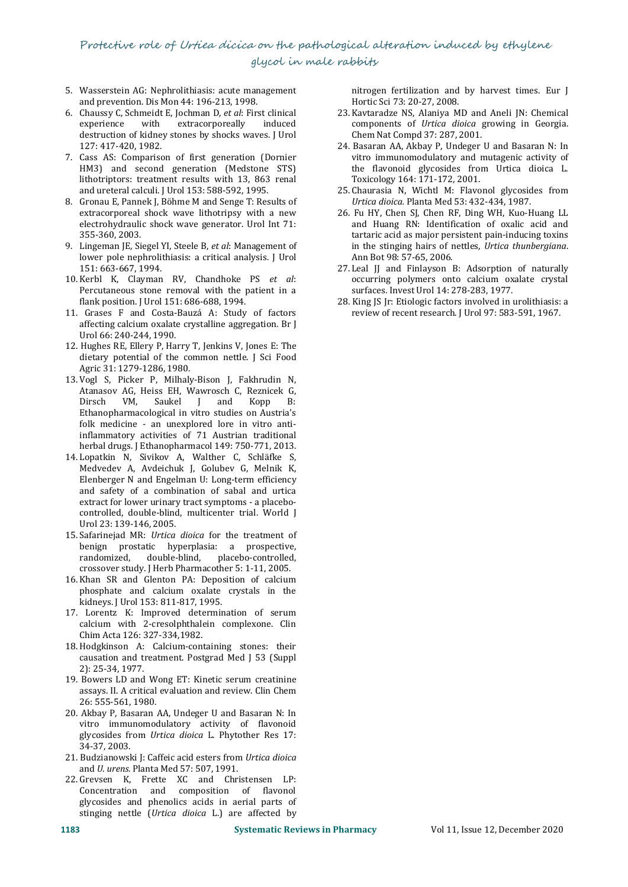5. Wasserstein AG: Nephrolithiasis: acute management and prevention. Dis Mon 44: 196-213, 1998.
6. Chaussy C, Schmeidt E, Jochman D, *et al*: First clinical experience with extracorporeally induced destruction of kidney stones by shocks waves. J Urol 127: 417-420, 1982.
7. Cass AS: Comparison of first generation (Dornier HM3) and second generation (Medstone STS) lithotriptors: treatment results with 13, 863 renal and ureteral calculi. J Urol 153: 588-592, 1995.
8. Gronau E, Pannek J, Böhme M and Senge T: Results of extracorporeal shock wave lithotripsy with a new electrohydraulic shock wave generator. Urol Int 71: 355-360, 2003.
9. Lingeman JE, Siegel YI, Steele B, *et al*: Management of lower pole nephrolithiasis: a critical analysis. J Urol 151: 663-667, 1994.
10. Kerbl K, Clayman RV, Chandhoke PS *et al*: Percutaneous stone removal with the patient in a flank position. J Urol 151: 686-688, 1994.
11. Grases F and Costa-Bauzá A: Study of factors affecting calcium oxalate crystalline aggregation. Br J Urol 66: 240-244, 1990.
12. Hughes RE, Ellery P, Harry T, Jenkins V, Jones E: The dietary potential of the common nettle. J Sci Food Agric 31: 1279-1286, 1980.
13. Vogl S, Picker P, Milhaly-Bison J, Fakhrudin N, Atanasov AG, Heiss EH, Wawrosch C, Reznicek G, Dirsch VM, Saukel J and Kopp B: Ethanopharmacological in vitro studies on Austria's folk medicine - an unexplored lore in vitro anti-inflammatory activities of 71 Austrian traditional herbal drugs. J Ethanopharmacol 149: 750-771, 2013.
14. Lopatkin N, Sivikov A, Walther C, Schläfke S, Medvedev A, Avdeichuk J, Golubev G, Melnik K, Elenberger N and Engelman U: Long-term efficiency and safety of a combination of sabal and urtica extract for lower urinary tract symptoms - a placebo-controlled, double-blind, multicenter trial. World J Urol 23: 139-146, 2005.
15. Safarinejad MR: *Urtica dioica* for the treatment of benign prostatic hyperplasia: a prospective, randomized, double-blind, placebo-controlled, crossover study. J Herb Pharmacother 5: 1-11, 2005.
16. Khan SR and Glenton PA: Deposition of calcium phosphate and calcium oxalate crystals in the kidneys. J Urol 153: 811-817, 1995.
17. Lorentz K: Improved determination of serum calcium with 2-cresolphthalein complexone. Clin Chim Acta 126: 327-334,1982.
18. Hodgkinson A: Calcium-containing stones: their causation and treatment. Postgrad Med J 53 (Suppl 2): 25-34, 1977.
19. Bowers LD and Wong ET: Kinetic serum creatinine assays. II. A critical evaluation and review. Clin Chem 26: 555-561, 1980.
20. Akbay P, Basaran AA, Undeger U and Basaran N: In vitro immunomodulatory activity of flavonoid glycosides from *Urtica dioica* L. Phytother Res 17: 34-37, 2003.
21. Budzianowski J: Caffeic acid esters from *Urtica dioica* and *U. urens*. Planta Med 57: 507, 1991.
22. Grevsen K, Frette XC and Christensen LP: Concentration and composition of flavonol glycosides and phenolics acids in aerial parts of stinging nettle (*Urtica dioica* L.) are affected by nitrogen fertilization and by harvest times. Eur J Hortic Sci 73: 20-27, 2008.
23. Kavtaradze NS, Alaniya MD and Aneli JN: Chemical components of *Urtica dioica* growing in Georgia. Chem Nat Compd 37: 287, 2001.
24. Basaran AA, Akbay P, Undeger U and Basaran N: In vitro immunomodulatory and mutagenic activity of the flavonoid glycosides from Urtica dioica L. Toxicology 164: 171-172, 2001.
25. Chaurasia N, Wichtl M: Flavonol glycosides from *Urtica dioica*. Planta Med 53: 432-434, 1987.
26. Fu HY, Chen SJ, Chen RF, Ding WH, Kuo-Huang LL and Huang RN: Identification of oxalic acid and tartaric acid as major persistent pain-inducing toxins in the stinging hairs of nettles, *Urtica thunbergiana*. Ann Bot 98: 57-65, 2006.
27. Leal JJ and Finlayson B: Adsorption of naturally occurring polymers onto calcium oxalate crystal surfaces. Invest Urol 14: 278-283, 1977.
28. King JS Jr: Etiologic factors involved in urolithiasis: a review of recent research. J Urol 97: 583-591, 1967.